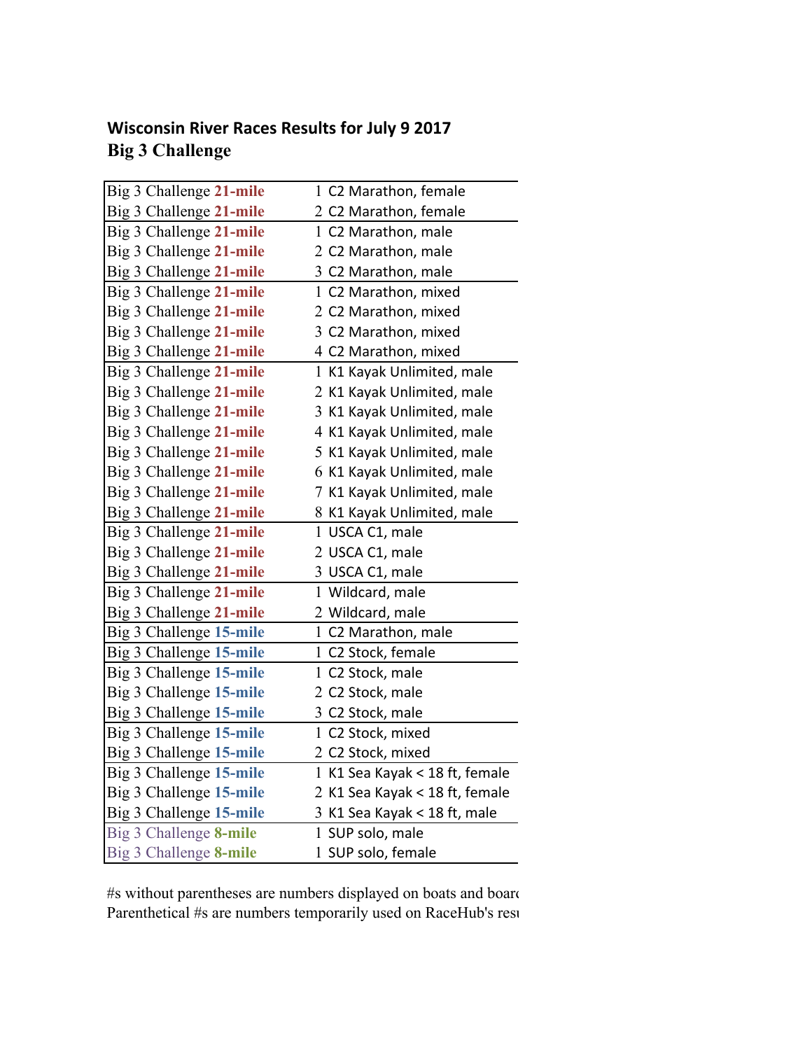**Wisconsin River Races Results for July 9 2017**

**Big 3 Challenge**

| | | |
|---|---|---|
| Big 3 Challenge **21-mile** | 1 | C2 Marathon, female |
| Big 3 Challenge **21-mile** | 2 | C2 Marathon, female |
| Big 3 Challenge **21-mile** | 1 | C2 Marathon, male |
| Big 3 Challenge **21-mile** | 2 | C2 Marathon, male |
| Big 3 Challenge **21-mile** | 3 | C2 Marathon, male |
| Big 3 Challenge **21-mile** | 1 | C2 Marathon, mixed |
| Big 3 Challenge **21-mile** | 2 | C2 Marathon, mixed |
| Big 3 Challenge **21-mile** | 3 | C2 Marathon, mixed |
| Big 3 Challenge **21-mile** | 4 | C2 Marathon, mixed |
| Big 3 Challenge **21-mile** | 1 | K1 Kayak Unlimited, male |
| Big 3 Challenge **21-mile** | 2 | K1 Kayak Unlimited, male |
| Big 3 Challenge **21-mile** | 3 | K1 Kayak Unlimited, male |
| Big 3 Challenge **21-mile** | 4 | K1 Kayak Unlimited, male |
| Big 3 Challenge **21-mile** | 5 | K1 Kayak Unlimited, male |
| Big 3 Challenge **21-mile** | 6 | K1 Kayak Unlimited, male |
| Big 3 Challenge **21-mile** | 7 | K1 Kayak Unlimited, male |
| Big 3 Challenge **21-mile** | 8 | K1 Kayak Unlimited, male |
| Big 3 Challenge **21-mile** | 1 | USCA C1, male |
| Big 3 Challenge **21-mile** | 2 | USCA C1, male |
| Big 3 Challenge **21-mile** | 3 | USCA C1, male |
| Big 3 Challenge **21-mile** | 1 | Wildcard, male |
| Big 3 Challenge **21-mile** | 2 | Wildcard, male |
| Big 3 Challenge **15-mile** | 1 | C2 Marathon, male |
| Big 3 Challenge **15-mile** | 1 | C2 Stock, female |
| Big 3 Challenge **15-mile** | 1 | C2 Stock, male |
| Big 3 Challenge **15-mile** | 2 | C2 Stock, male |
| Big 3 Challenge **15-mile** | 3 | C2 Stock, male |
| Big 3 Challenge **15-mile** | 1 | C2 Stock, mixed |
| Big 3 Challenge **15-mile** | 2 | C2 Stock, mixed |
| Big 3 Challenge **15-mile** | 1 | K1 Sea Kayak < 18 ft, female |
| Big 3 Challenge **15-mile** | 2 | K1 Sea Kayak < 18 ft, female |
| Big 3 Challenge **15-mile** | 3 | K1 Sea Kayak < 18 ft, male |
| Big 3 Challenge **8-mile** | 1 | SUP solo, male |
| Big 3 Challenge **8-mile** | 1 | SUP solo, female |

#s without parentheses are numbers displayed on boats and boar

Parenthetical #s are numbers temporarily used on RaceHub's res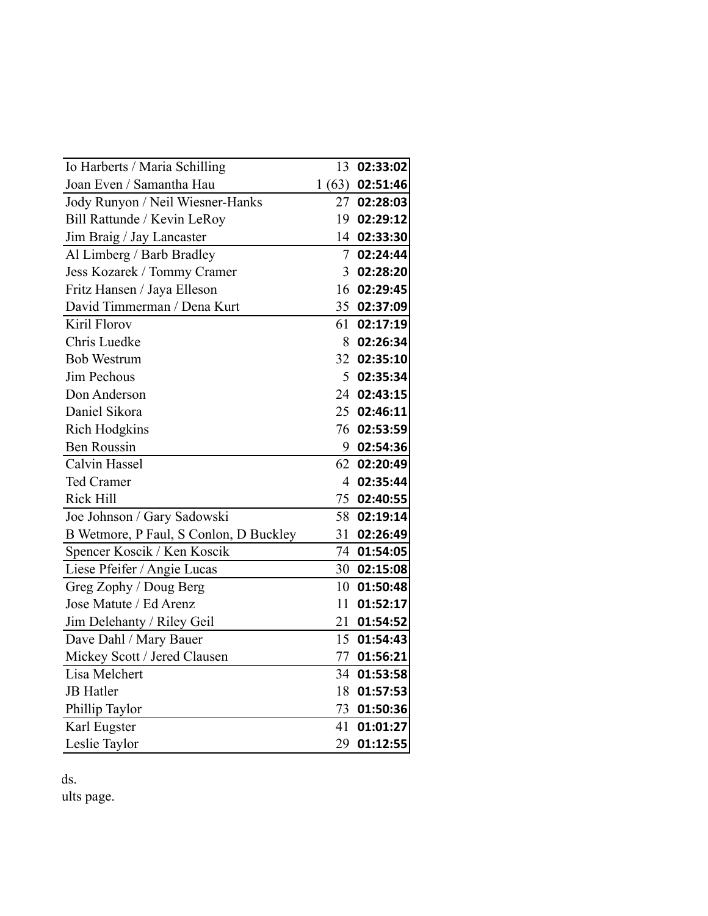| | | |
|---|---|---|
| Io Harberts / Maria Schilling | 13 | **02:33:02** |
| Joan Even / Samantha Hau | 1 (63) | **02:51:46** |
| Jody Runyon / Neil Wiesner-Hanks | 27 | **02:28:03** |
| Bill Rattunde / Kevin LeRoy | 19 | **02:29:12** |
| Jim Braig / Jay Lancaster | 14 | **02:33:30** |
| Al Limberg / Barb Bradley | 7 | **02:24:44** |
| Jess Kozarek / Tommy Cramer | 3 | **02:28:20** |
| Fritz Hansen / Jaya Elleson | 16 | **02:29:45** |
| David Timmerman / Dena Kurt | 35 | **02:37:09** |
| Kiril Florov | 61 | **02:17:19** |
| Chris Luedke | 8 | **02:26:34** |
| Bob Westrum | 32 | **02:35:10** |
| Jim Pechous | 5 | **02:35:34** |
| Don Anderson | 24 | **02:43:15** |
| Daniel Sikora | 25 | **02:46:11** |
| Rich Hodgkins | 76 | **02:53:59** |
| Ben Roussin | 9 | **02:54:36** |
| Calvin Hassel | 62 | **02:20:49** |
| Ted Cramer | 4 | **02:35:44** |
| Rick Hill | 75 | **02:40:55** |
| Joe Johnson / Gary Sadowski | 58 | **02:19:14** |
| B Wetmore, P Faul, S Conlon, D Buckley | 31 | **02:26:49** |
| Spencer Koscik / Ken Koscik | 74 | **01:54:05** |
| Liese Pfeifer / Angie Lucas | 30 | **02:15:08** |
| Greg Zophy / Doug Berg | 10 | **01:50:48** |
| Jose Matute / Ed Arenz | 11 | **01:52:17** |
| Jim Delehanty / Riley Geil | 21 | **01:54:52** |
| Dave Dahl / Mary Bauer | 15 | **01:54:43** |
| Mickey Scott / Jered Clausen | 77 | **01:56:21** |
| Lisa Melchert | 34 | **01:53:58** |
| JB Hatler | 18 | **01:57:53** |
| Phillip Taylor | 73 | **01:50:36** |
| Karl Eugster | 41 | **01:01:27** |
| Leslie Taylor | 29 | **01:12:55** |

ds.

ults page.